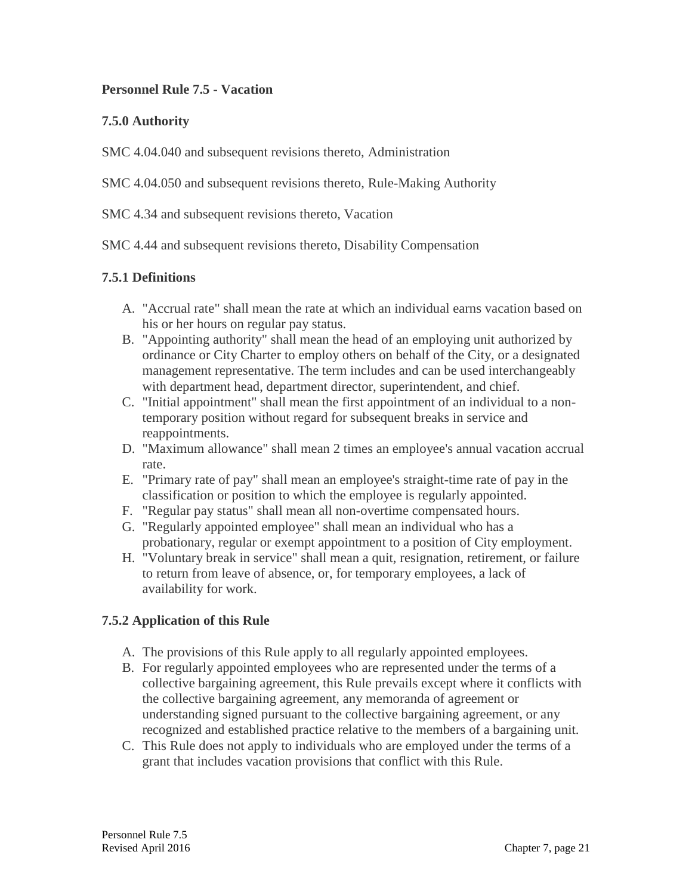# Personnel Rule 7.5 - Vacation

## 7.5.0 Authority

SMC 4.04.040 and subsequent revisions thereto, Administration

SMC 4.04.050 and subsequent revisions thereto, Rule-Making Authority

SMC 4.34 and subsequent revisions thereto, Vacation

SMC 4.44 and subsequent revisions thereto, Disability Compensation

## 7.5.1 Definitions

A. "Accrual rate" shall mean the rate at which an individual earns vacation based on his or her hours on regular pay status.
B. "Appointing authority" shall mean the head of an employing unit authorized by ordinance or City Charter to employ others on behalf of the City, or a designated management representative. The term includes and can be used interchangeably with department head, department director, superintendent, and chief.
C. "Initial appointment" shall mean the first appointment of an individual to a non-temporary position without regard for subsequent breaks in service and reappointments.
D. "Maximum allowance" shall mean 2 times an employee's annual vacation accrual rate.
E. "Primary rate of pay" shall mean an employee's straight-time rate of pay in the classification or position to which the employee is regularly appointed.
F. "Regular pay status" shall mean all non-overtime compensated hours.
G. "Regularly appointed employee" shall mean an individual who has a probationary, regular or exempt appointment to a position of City employment.
H. "Voluntary break in service" shall mean a quit, resignation, retirement, or failure to return from leave of absence, or, for temporary employees, a lack of availability for work.

## 7.5.2 Application of this Rule

A. The provisions of this Rule apply to all regularly appointed employees.
B. For regularly appointed employees who are represented under the terms of a collective bargaining agreement, this Rule prevails except where it conflicts with the collective bargaining agreement, any memoranda of agreement or understanding signed pursuant to the collective bargaining agreement, or any recognized and established practice relative to the members of a bargaining unit.
C. This Rule does not apply to individuals who are employed under the terms of a grant that includes vacation provisions that conflict with this Rule.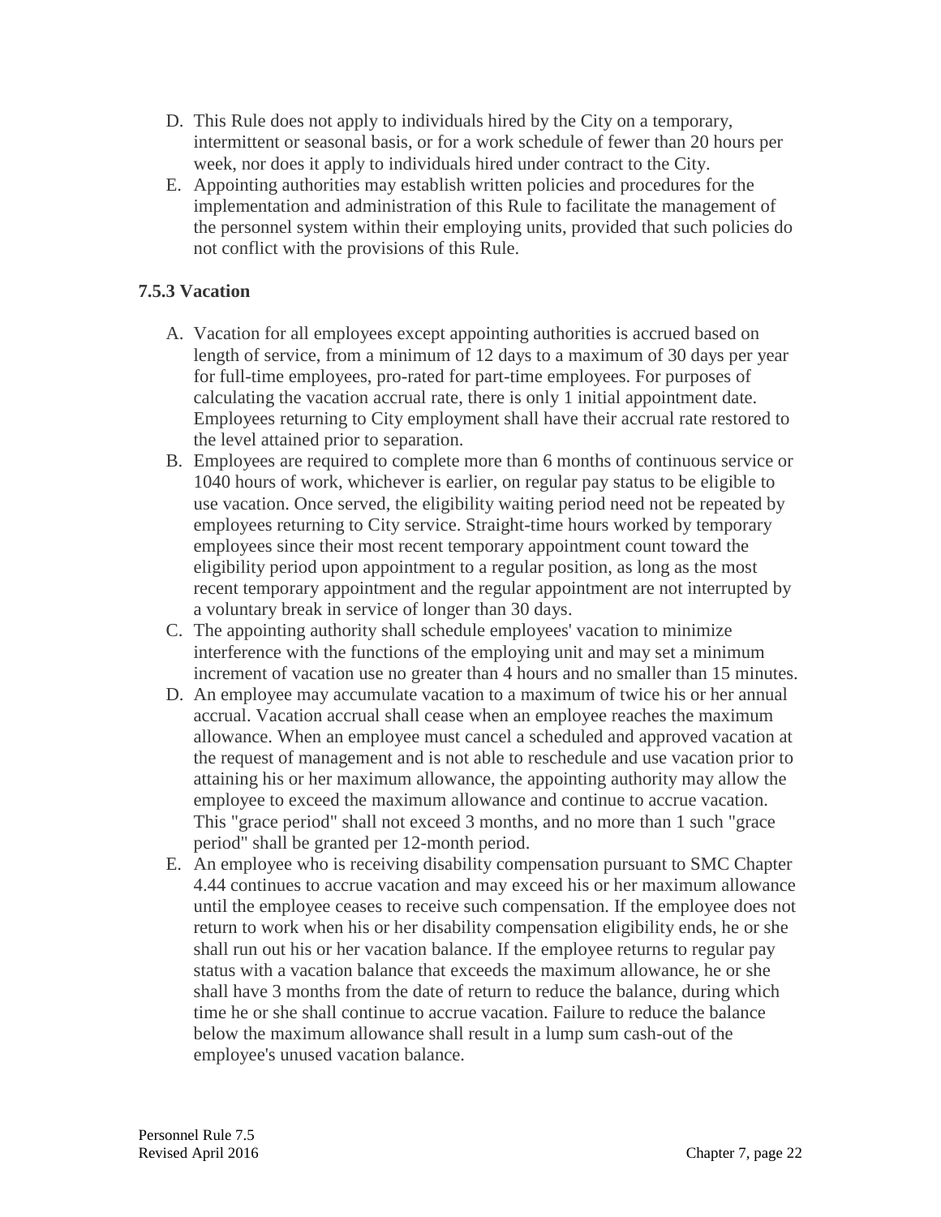D. This Rule does not apply to individuals hired by the City on a temporary, intermittent or seasonal basis, or for a work schedule of fewer than 20 hours per week, nor does it apply to individuals hired under contract to the City.

E. Appointing authorities may establish written policies and procedures for the implementation and administration of this Rule to facilitate the management of the personnel system within their employing units, provided that such policies do not conflict with the provisions of this Rule.

### 7.5.3 Vacation

A. Vacation for all employees except appointing authorities is accrued based on length of service, from a minimum of 12 days to a maximum of 30 days per year for full-time employees, pro-rated for part-time employees. For purposes of calculating the vacation accrual rate, there is only 1 initial appointment date. Employees returning to City employment shall have their accrual rate restored to the level attained prior to separation.

B. Employees are required to complete more than 6 months of continuous service or 1040 hours of work, whichever is earlier, on regular pay status to be eligible to use vacation. Once served, the eligibility waiting period need not be repeated by employees returning to City service. Straight-time hours worked by temporary employees since their most recent temporary appointment count toward the eligibility period upon appointment to a regular position, as long as the most recent temporary appointment and the regular appointment are not interrupted by a voluntary break in service of longer than 30 days.

C. The appointing authority shall schedule employees' vacation to minimize interference with the functions of the employing unit and may set a minimum increment of vacation use no greater than 4 hours and no smaller than 15 minutes.

D. An employee may accumulate vacation to a maximum of twice his or her annual accrual. Vacation accrual shall cease when an employee reaches the maximum allowance. When an employee must cancel a scheduled and approved vacation at the request of management and is not able to reschedule and use vacation prior to attaining his or her maximum allowance, the appointing authority may allow the employee to exceed the maximum allowance and continue to accrue vacation. This "grace period" shall not exceed 3 months, and no more than 1 such "grace period" shall be granted per 12-month period.

E. An employee who is receiving disability compensation pursuant to SMC Chapter 4.44 continues to accrue vacation and may exceed his or her maximum allowance until the employee ceases to receive such compensation. If the employee does not return to work when his or her disability compensation eligibility ends, he or she shall run out his or her vacation balance. If the employee returns to regular pay status with a vacation balance that exceeds the maximum allowance, he or she shall have 3 months from the date of return to reduce the balance, during which time he or she shall continue to accrue vacation. Failure to reduce the balance below the maximum allowance shall result in a lump sum cash-out of the employee's unused vacation balance.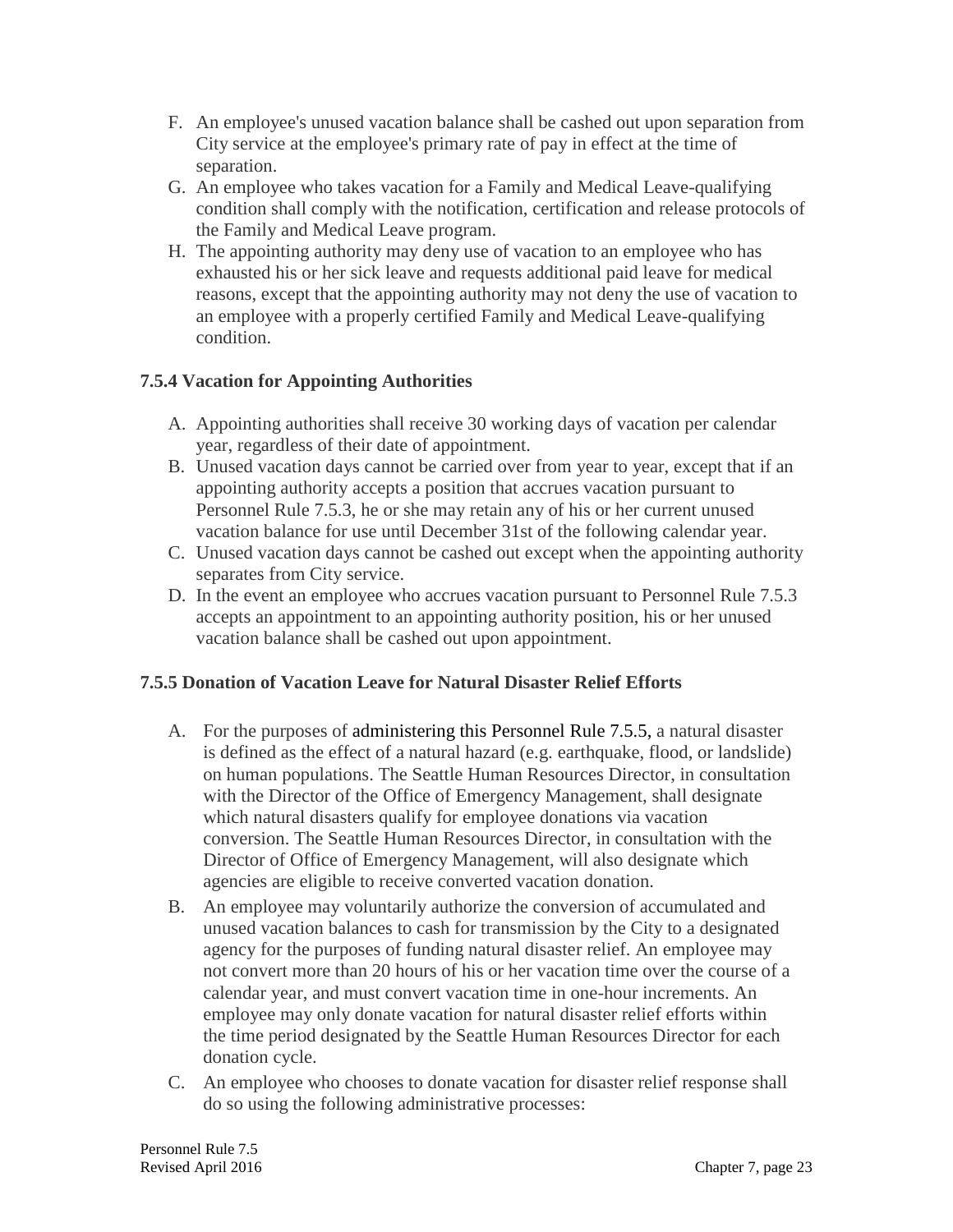F. An employee's unused vacation balance shall be cashed out upon separation from City service at the employee's primary rate of pay in effect at the time of separation.
G. An employee who takes vacation for a Family and Medical Leave-qualifying condition shall comply with the notification, certification and release protocols of the Family and Medical Leave program.
H. The appointing authority may deny use of vacation to an employee who has exhausted his or her sick leave and requests additional paid leave for medical reasons, except that the appointing authority may not deny the use of vacation to an employee with a properly certified Family and Medical Leave-qualifying condition.

### 7.5.4 Vacation for Appointing Authorities

A. Appointing authorities shall receive 30 working days of vacation per calendar year, regardless of their date of appointment.
B. Unused vacation days cannot be carried over from year to year, except that if an appointing authority accepts a position that accrues vacation pursuant to Personnel Rule 7.5.3, he or she may retain any of his or her current unused vacation balance for use until December 31st of the following calendar year.
C. Unused vacation days cannot be cashed out except when the appointing authority separates from City service.
D. In the event an employee who accrues vacation pursuant to Personnel Rule 7.5.3 accepts an appointment to an appointing authority position, his or her unused vacation balance shall be cashed out upon appointment.

### 7.5.5 Donation of Vacation Leave for Natural Disaster Relief Efforts

A. For the purposes of administering this Personnel Rule 7.5.5, a natural disaster is defined as the effect of a natural hazard (e.g. earthquake, flood, or landslide) on human populations. The Seattle Human Resources Director, in consultation with the Director of the Office of Emergency Management, shall designate which natural disasters qualify for employee donations via vacation conversion. The Seattle Human Resources Director, in consultation with the Director of Office of Emergency Management, will also designate which agencies are eligible to receive converted vacation donation.
B. An employee may voluntarily authorize the conversion of accumulated and unused vacation balances to cash for transmission by the City to a designated agency for the purposes of funding natural disaster relief. An employee may not convert more than 20 hours of his or her vacation time over the course of a calendar year, and must convert vacation time in one-hour increments. An employee may only donate vacation for natural disaster relief efforts within the time period designated by the Seattle Human Resources Director for each donation cycle.
C. An employee who chooses to donate vacation for disaster relief response shall do so using the following administrative processes: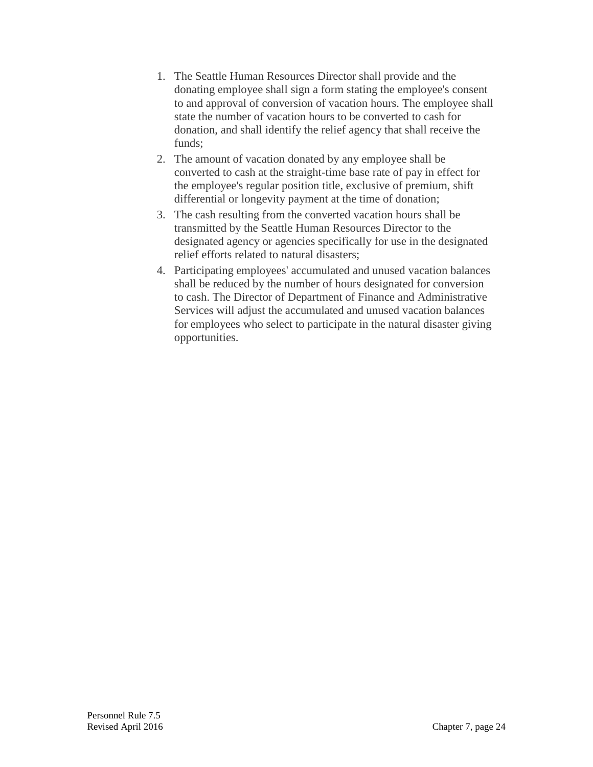1. The Seattle Human Resources Director shall provide and the donating employee shall sign a form stating the employee's consent to and approval of conversion of vacation hours. The employee shall state the number of vacation hours to be converted to cash for donation, and shall identify the relief agency that shall receive the funds;
2. The amount of vacation donated by any employee shall be converted to cash at the straight-time base rate of pay in effect for the employee's regular position title, exclusive of premium, shift differential or longevity payment at the time of donation;
3. The cash resulting from the converted vacation hours shall be transmitted by the Seattle Human Resources Director to the designated agency or agencies specifically for use in the designated relief efforts related to natural disasters;
4. Participating employees' accumulated and unused vacation balances shall be reduced by the number of hours designated for conversion to cash. The Director of Department of Finance and Administrative Services will adjust the accumulated and unused vacation balances for employees who select to participate in the natural disaster giving opportunities.